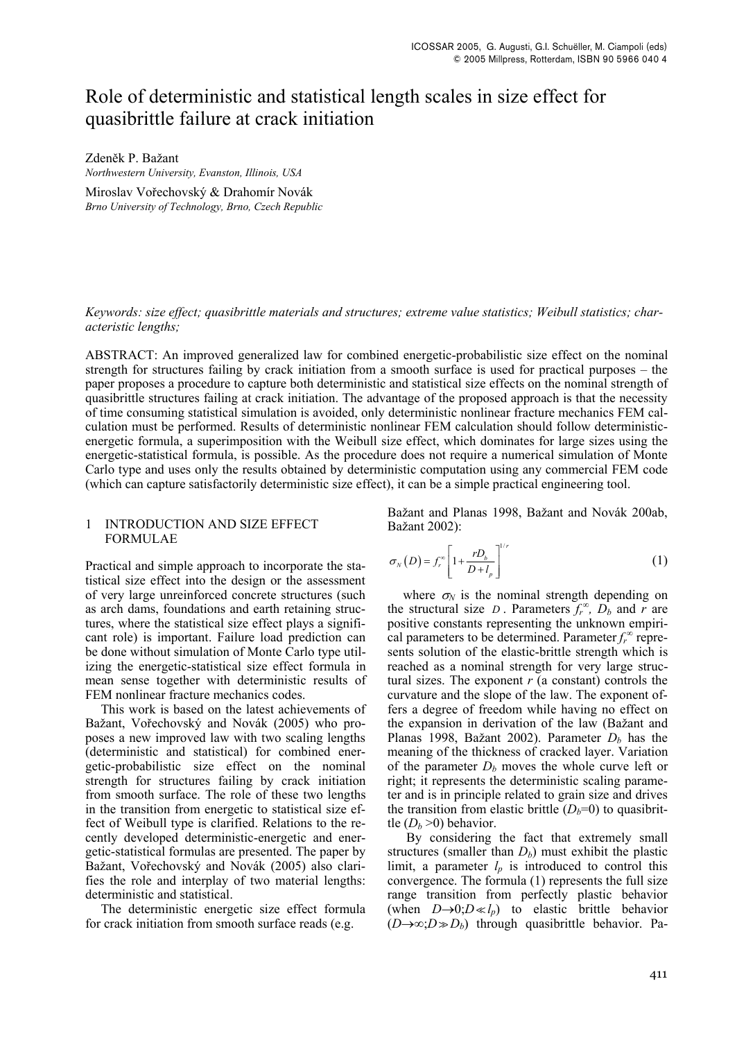# Role of deterministic and statistical length scales in size effect for quasibrittle failure at crack initiation

Zdeněk P. Bažant
*Northwestern University, Evanston, Illinois, USA*

Miroslav Vořechovský & Drahomír Novák
*Brno University of Technology, Brno, Czech Republic*

*Keywords: size effect; quasibrittle materials and structures; extreme value statistics; Weibull statistics; characteristic lengths;*

ABSTRACT: An improved generalized law for combined energetic-probabilistic size effect on the nominal strength for structures failing by crack initiation from a smooth surface is used for practical purposes – the paper proposes a procedure to capture both deterministic and statistical size effects on the nominal strength of quasibrittle structures failing at crack initiation. The advantage of the proposed approach is that the necessity of time consuming statistical simulation is avoided, only deterministic nonlinear fracture mechanics FEM calculation must be performed. Results of deterministic nonlinear FEM calculation should follow deterministic-energetic formula, a superimposition with the Weibull size effect, which dominates for large sizes using the energetic-statistical formula, is possible. As the procedure does not require a numerical simulation of Monte Carlo type and uses only the results obtained by deterministic computation using any commercial FEM code (which can capture satisfactorily deterministic size effect), it can be a simple practical engineering tool.

## 1 INTRODUCTION AND SIZE EFFECT FORMULAE

Practical and simple approach to incorporate the statistical size effect into the design or the assessment of very large unreinforced concrete structures (such as arch dams, foundations and earth retaining structures, where the statistical size effect plays a significant role) is important. Failure load prediction can be done without simulation of Monte Carlo type utilizing the energetic-statistical size effect formula in mean sense together with deterministic results of FEM nonlinear fracture mechanics codes.

This work is based on the latest achievements of Bažant, Vořechovský and Novák (2005) who proposes a new improved law with two scaling lengths (deterministic and statistical) for combined energetic-probabilistic size effect on the nominal strength for structures failing by crack initiation from smooth surface. The role of these two lengths in the transition from energetic to statistical size effect of Weibull type is clarified. Relations to the recently developed deterministic-energetic and energetic-statistical formulas are presented. The paper by Bažant, Vořechovský and Novák (2005) also clarifies the role and interplay of two material lengths: deterministic and statistical.

The deterministic energetic size effect formula for crack initiation from smooth surface reads (e.g. Bažant and Planas 1998, Bažant and Novák 200ab, Bažant 2002):

$$\sigma_N(D) = f_r^{\infty}\left[1 + \frac{rD_b}{D + l_p}\right]^{1/r} \tag{1}$$

where $\sigma_N$ is the nominal strength depending on the structural size $D$. Parameters $f_r^{\infty}$, $D_b$ and $r$ are positive constants representing the unknown empirical parameters to be determined. Parameter $f_r^{\infty}$ represents solution of the elastic-brittle strength which is reached as a nominal strength for very large structural sizes. The exponent $r$ (a constant) controls the curvature and the slope of the law. The exponent offers a degree of freedom while having no effect on the expansion in derivation of the law (Bažant and Planas 1998, Bažant 2002). Parameter $D_b$ has the meaning of the thickness of cracked layer. Variation of the parameter $D_b$ moves the whole curve left or right; it represents the deterministic scaling parameter and is in principle related to grain size and drives the transition from elastic brittle ($D_b$=0) to quasibrittle ($D_b$ >0) behavior.

By considering the fact that extremely small structures (smaller than $D_b$) must exhibit the plastic limit, a parameter $l_p$ is introduced to control this convergence. The formula (1) represents the full size range transition from perfectly plastic behavior (when $D\rightarrow 0; D \ll l_p$) to elastic brittle behavior ($D\rightarrow\infty; D \gg D_b$) through quasibrittle behavior. Pa-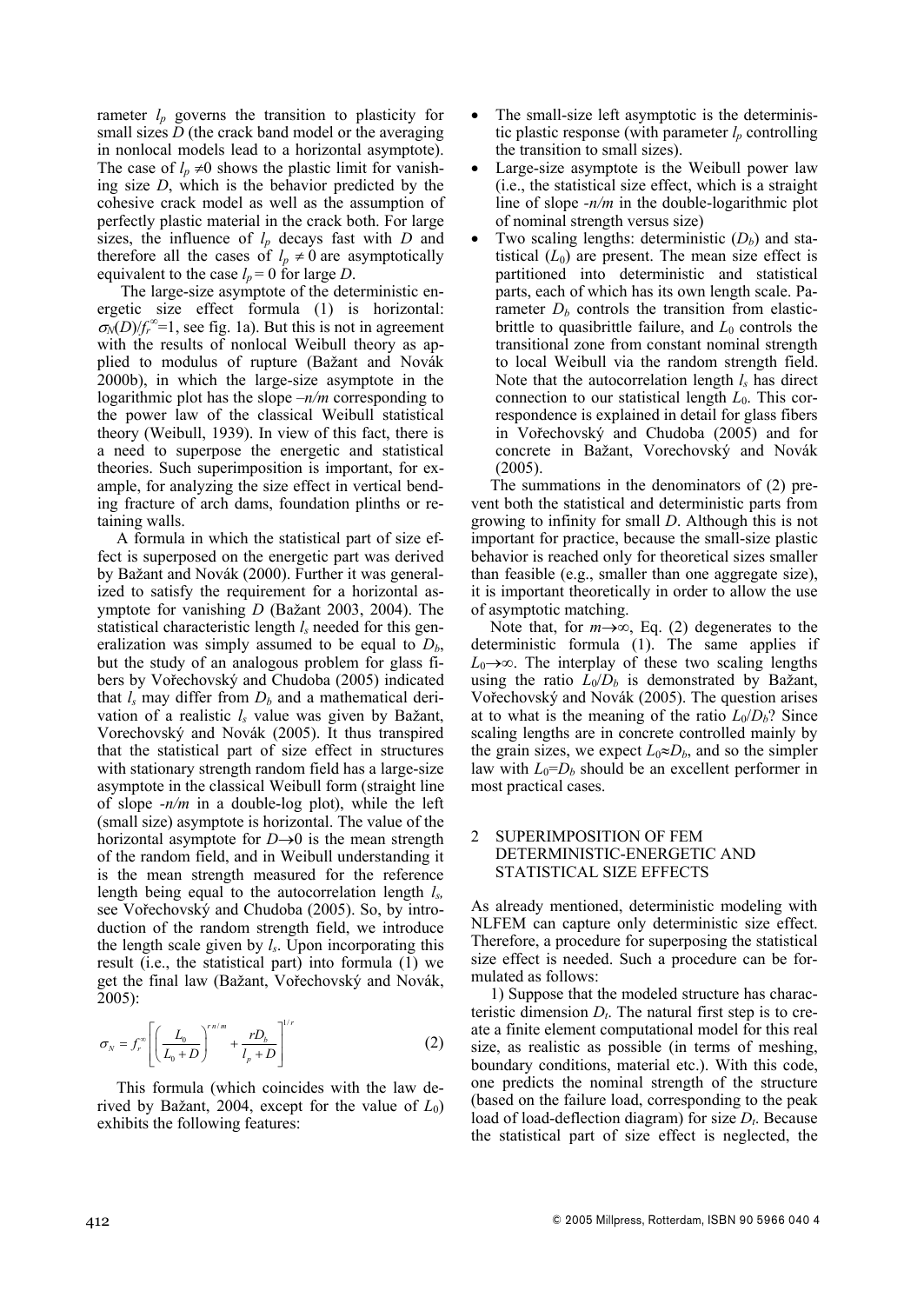rameter $l_p$ governs the transition to plasticity for small sizes $D$ (the crack band model or the averaging in nonlocal models lead to a horizontal asymptote). The case of $l_p \neq 0$ shows the plastic limit for vanishing size $D$, which is the behavior predicted by the cohesive crack model as well as the assumption of perfectly plastic material in the crack both. For large sizes, the influence of $l_p$ decays fast with $D$ and therefore all the cases of $l_p \neq 0$ are asymptotically equivalent to the case $l_p = 0$ for large $D$.

The large-size asymptote of the deterministic energetic size effect formula (1) is horizontal: $\sigma_N(D)/f_r^{\infty}=1$, see fig. 1a). But this is not in agreement with the results of nonlocal Weibull theory as applied to modulus of rupture (Bažant and Novák 2000b), in which the large-size asymptote in the logarithmic plot has the slope $-n/m$ corresponding to the power law of the classical Weibull statistical theory (Weibull, 1939). In view of this fact, there is a need to superpose the energetic and statistical theories. Such superimposition is important, for example, for analyzing the size effect in vertical bending fracture of arch dams, foundation plinths or retaining walls.

A formula in which the statistical part of size effect is superposed on the energetic part was derived by Bažant and Novák (2000). Further it was generalized to satisfy the requirement for a horizontal asymptote for vanishing $D$ (Bažant 2003, 2004). The statistical characteristic length $l_s$ needed for this generalization was simply assumed to be equal to $D_b$, but the study of an analogous problem for glass fibers by Vořechovský and Chudoba (2005) indicated that $l_s$ may differ from $D_b$ and a mathematical derivation of a realistic $l_s$ value was given by Bažant, Vorechovský and Novák (2005). It thus transpired that the statistical part of size effect in structures with stationary strength random field has a large-size asymptote in the classical Weibull form (straight line of slope $-n/m$ in a double-log plot), while the left (small size) asymptote is horizontal. The value of the horizontal asymptote for $D\rightarrow 0$ is the mean strength of the random field, and in Weibull understanding it is the mean strength measured for the reference length being equal to the autocorrelation length $l_s$, see Vořechovský and Chudoba (2005). So, by introduction of the random strength field, we introduce the length scale given by $l_s$. Upon incorporating this result (i.e., the statistical part) into formula (1) we get the final law (Bažant, Vořechovský and Novák, 2005):

$$\sigma_N = f_r^{\infty}\left[\left(\frac{L_0}{L_0 + D}\right)^{rn/m} + \frac{rD_b}{l_p + D}\right]^{1/r} \tag{2}$$

This formula (which coincides with the law derived by Bažant, 2004, except for the value of $L_0$) exhibits the following features:

- The small-size left asymptotic is the deterministic plastic response (with parameter $l_p$ controlling the transition to small sizes).
- Large-size asymptote is the Weibull power law (i.e., the statistical size effect, which is a straight line of slope $-n/m$ in the double-logarithmic plot of nominal strength versus size)
- Two scaling lengths: deterministic ($D_b$) and statistical ($L_0$) are present. The mean size effect is partitioned into deterministic and statistical parts, each of which has its own length scale. Parameter $D_b$ controls the transition from elastic-brittle to quasibrittle failure, and $L_0$ controls the transitional zone from constant nominal strength to local Weibull via the random strength field. Note that the autocorrelation length $l_s$ has direct connection to our statistical length $L_0$. This correspondence is explained in detail for glass fibers in Vořechovský and Chudoba (2005) and for concrete in Bažant, Vorechovský and Novák (2005).

The summations in the denominators of (2) prevent both the statistical and deterministic parts from growing to infinity for small $D$. Although this is not important for practice, because the small-size plastic behavior is reached only for theoretical sizes smaller than feasible (e.g., smaller than one aggregate size), it is important theoretically in order to allow the use of asymptotic matching.

Note that, for $m\rightarrow\infty$, Eq. (2) degenerates to the deterministic formula (1). The same applies if $L_0\rightarrow\infty$. The interplay of these two scaling lengths using the ratio $L_0/D_b$ is demonstrated by Bažant, Vořechovský and Novák (2005). The question arises at to what is the meaning of the ratio $L_0/D_b$? Since scaling lengths are in concrete controlled mainly by the grain sizes, we expect $L_0 \approx D_b$, and so the simpler law with $L_0 = D_b$ should be an excellent performer in most practical cases.

## 2 SUPERIMPOSITION OF FEM DETERMINISTIC-ENERGETIC AND STATISTICAL SIZE EFFECTS

As already mentioned, deterministic modeling with NLFEM can capture only deterministic size effect. Therefore, a procedure for superposing the statistical size effect is needed. Such a procedure can be formulated as follows:

1) Suppose that the modeled structure has characteristic dimension $D_t$. The natural first step is to create a finite element computational model for this real size, as realistic as possible (in terms of meshing, boundary conditions, material etc.). With this code, one predicts the nominal strength of the structure (based on the failure load, corresponding to the peak load of load-deflection diagram) for size $D_t$. Because the statistical part of size effect is neglected, the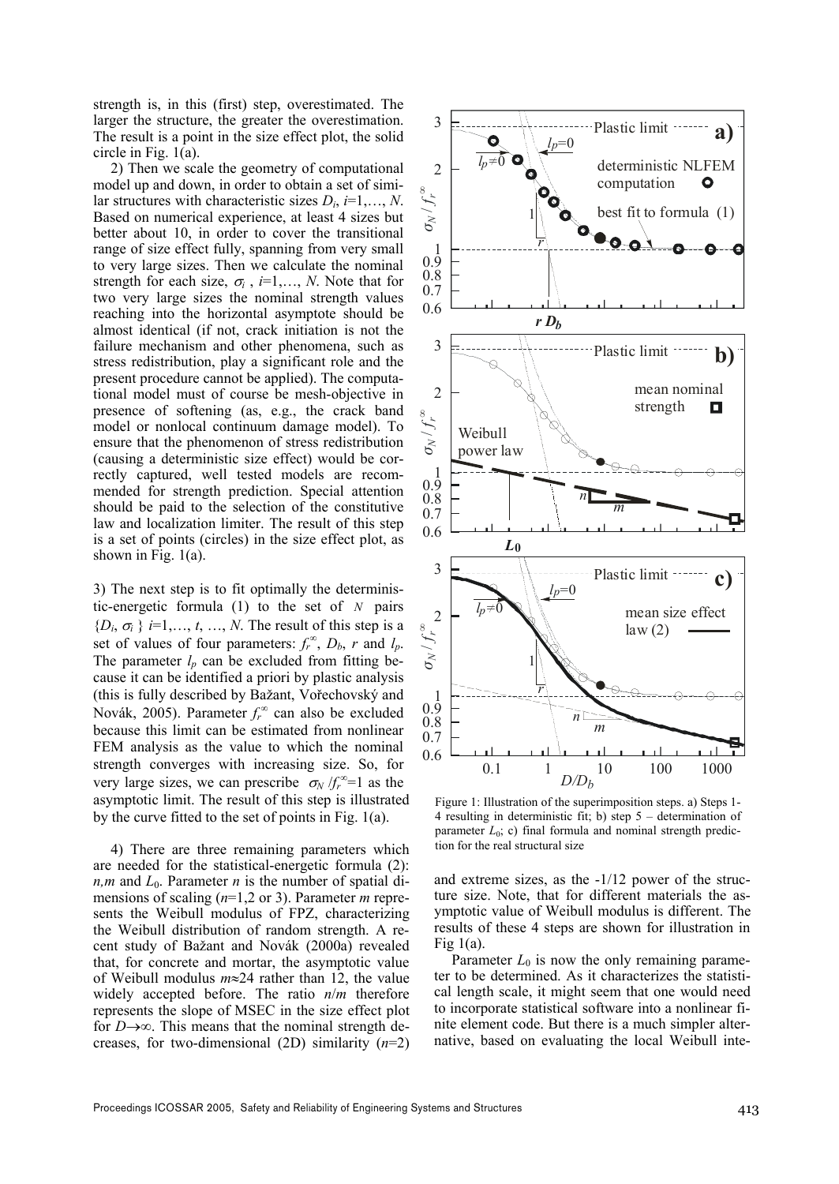strength is, in this (first) step, overestimated. The larger the structure, the greater the overestimation. The result is a point in the size effect plot, the solid circle in Fig. 1(a).

2) Then we scale the geometry of computational model up and down, in order to obtain a set of similar structures with characteristic sizes $D_i$, $i$=1,…, $N$. Based on numerical experience, at least 4 sizes but better about 10, in order to cover the transitional range of size effect fully, spanning from very small to very large sizes. Then we calculate the nominal strength for each size, $\sigma_i$ , $i$=1,…, $N$. Note that for two very large sizes the nominal strength values reaching into the horizontal asymptote should be almost identical (if not, crack initiation is not the failure mechanism and other phenomena, such as stress redistribution, play a significant role and the present procedure cannot be applied). The computational model must of course be mesh-objective in presence of softening (as, e.g., the crack band model or nonlocal continuum damage model). To ensure that the phenomenon of stress redistribution (causing a deterministic size effect) would be correctly captured, well tested models are recommended for strength prediction. Special attention should be paid to the selection of the constitutive law and localization limiter. The result of this step is a set of points (circles) in the size effect plot, as shown in Fig. 1(a).

3) The next step is to fit optimally the deterministic-energetic formula (1) to the set of $N$ pairs $\{D_i, \sigma_i\}$ $i$=1,…, $t$, …, $N$. The result of this step is a set of values of four parameters: $f_r^{\infty}$, $D_b$, $r$ and $l_p$. The parameter $l_p$ can be excluded from fitting because it can be identified a priori by plastic analysis (this is fully described by Bažant, Vořechovský and Novák, 2005). Parameter $f_r^{\infty}$ can also be excluded because this limit can be estimated from nonlinear FEM analysis as the value to which the nominal strength converges with increasing size. So, for very large sizes, we can prescribe $\sigma_N / f_r^{\infty}=1$ as the asymptotic limit. The result of this step is illustrated by the curve fitted to the set of points in Fig. 1(a).

4) There are three remaining parameters which are needed for the statistical-energetic formula (2): $n,m$ and $L_0$. Parameter $n$ is the number of spatial dimensions of scaling ($n$=1,2 or 3). Parameter $m$ represents the Weibull modulus of FPZ, characterizing the Weibull distribution of random strength. A recent study of Bažant and Novák (2000a) revealed that, for concrete and mortar, the asymptotic value of Weibull modulus $m \approx 24$ rather than 12, the value widely accepted before. The ratio $n/m$ therefore represents the slope of MSEC in the size effect plot for $D \rightarrow \infty$. This means that the nominal strength decreases, for two-dimensional (2D) similarity ($n$=2) and extreme sizes, as the -1/12 power of the structure size. Note, that for different materials the asymptotic value of Weibull modulus is different. The results of these 4 steps are shown for illustration in Fig 1(a).

Figure 1: Illustration of the superimposition steps. a) Steps 1-4 resulting in deterministic fit; b) step 5 – determination of parameter $L_0$; c) final formula and nominal strength prediction for the real structural size

Parameter $L_0$ is now the only remaining parameter to be determined. As it characterizes the statistical length scale, it might seem that one would need to incorporate statistical software into a nonlinear finite element code. But there is a much simpler alternative, based on evaluating the local Weibull inte-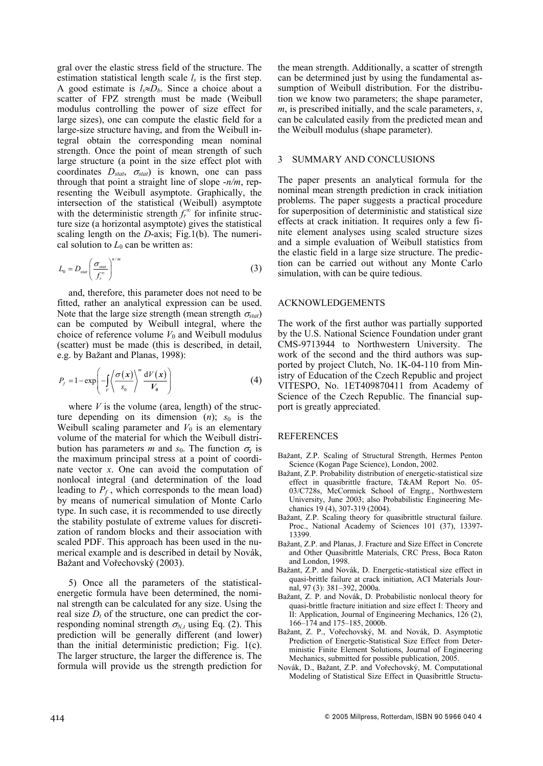gral over the elastic stress field of the structure. The estimation statistical length scale $l_s$ is the first step. A good estimate is $l_s \approx D_b$. Since a choice about a scatter of FPZ strength must be made (Weibull modulus controlling the power of size effect for large sizes), one can compute the elastic field for a large-size structure having, and from the Weibull integral obtain the corresponding mean nominal strength. Once the point of mean strength of such large structure (a point in the size effect plot with coordinates $D_{stat}$, $\sigma_{stat}$) is known, one can pass through that point a straight line of slope $-n/m$, representing the Weibull asymptote. Graphically, the intersection of the statistical (Weibull) asymptote with the deterministic strength $f_r^{\infty}$ for infinite structure size (a horizontal asymptote) gives the statistical scaling length on the $D$-axis; Fig.1(b). The numerical solution to $L_0$ can be written as:

$$L_0 = D_{stat} \left( \frac{\sigma_{stat}}{f_r^{\infty}} \right)^{n/m} \tag{3}$$

and, therefore, this parameter does not need to be fitted, rather an analytical expression can be used. Note that the large size strength (mean strength $\sigma_{stat}$) can be computed by Weibull integral, where the choice of reference volume $V_0$ and Weibull modulus (scatter) must be made (this is described, in detail, e.g. by Bažant and Planas, 1998):

$$P_f = 1 - \exp\left( -\int_V \left\langle \frac{\sigma(\boldsymbol{x})}{s_0} \right\rangle^m \frac{\mathrm{d}V(\boldsymbol{x})}{\boldsymbol{V_0}} \right) \tag{4}$$

where $V$ is the volume (area, length) of the structure depending on its dimension ($n$); $s_0$ is the Weibull scaling parameter and $V_0$ is an elementary volume of the material for which the Weibull distribution has parameters $m$ and $s_0$. The function $\sigma_x$ is the maximum principal stress at a point of coordinate vector $x$. One can avoid the computation of nonlocal integral (and determination of the load leading to $P_f$, which corresponds to the mean load) by means of numerical simulation of Monte Carlo type. In such case, it is recommended to use directly the stability postulate of extreme values for discretization of random blocks and their association with scaled PDF. This approach has been used in the numerical example and is described in detail by Novák, Bažant and Vořechovský (2003).

5) Once all the parameters of the statistical-energetic formula have been determined, the nominal strength can be calculated for any size. Using the real size $D_t$ of the structure, one can predict the corresponding nominal strength $\sigma_{N,t}$ using Eq. (2). This prediction will be generally different (and lower) than the initial deterministic prediction; Fig. 1(c). The larger structure, the larger the difference is. The formula will provide us the strength prediction for the mean strength. Additionally, a scatter of strength can be determined just by using the fundamental assumption of Weibull distribution. For the distribution we know two parameters; the shape parameter, $m$, is prescribed initially, and the scale parameters, $s$, can be calculated easily from the predicted mean and the Weibull modulus (shape parameter).

## 3 SUMMARY AND CONCLUSIONS

The paper presents an analytical formula for the nominal mean strength prediction in crack initiation problems. The paper suggests a practical procedure for superposition of deterministic and statistical size effects at crack initiation. It requires only a few finite element analyses using scaled structure sizes and a simple evaluation of Weibull statistics from the elastic field in a large size structure. The prediction can be carried out without any Monte Carlo simulation, with can be quire tedious.

## ACKNOWLEDGEMENTS

The work of the first author was partially supported by the U.S. National Science Foundation under grant CMS-9713944 to Northwestern University. The work of the second and the third authors was supported by project Clutch, No. 1K-04-110 from Ministry of Education of the Czech Republic and project VITESPO, No. 1ET409870411 from Academy of Science of the Czech Republic. The financial support is greatly appreciated.

## REFERENCES

- Bažant, Z.P. Scaling of Structural Strength, Hermes Penton Science (Kogan Page Science), London, 2002.
- Bažant, Z.P. Probability distribution of energetic-statistical size effect in quasibrittle fracture, T&AM Report No. 05-03/C728s, McCormick School of Engrg., Northwestern University, June 2003; also Probabilistic Engineering Mechanics 19 (4), 307-319 (2004).
- Bažant, Z.P. Scaling theory for quasibrittle structural failure. Proc., National Academy of Sciences 101 (37), 13397-13399.
- Bažant, Z.P. and Planas, J. Fracture and Size Effect in Concrete and Other Quasibrittle Materials, CRC Press, Boca Raton and London, 1998.
- Bažant, Z.P. and Novák, D. Energetic-statistical size effect in quasi-brittle failure at crack initiation, ACI Materials Journal, 97 (3): 381–392, 2000a.
- Bažant, Z. P. and Novák, D. Probabilistic nonlocal theory for quasi-brittle fracture initiation and size effect I: Theory and II: Application, Journal of Engineering Mechanics, 126 (2), 166–174 and 175–185, 2000b.
- Bažant, Z. P., Vořechovský, M. and Novák, D. Asymptotic Prediction of Energetic-Statistical Size Effect from Deterministic Finite Element Solutions, Journal of Engineering Mechanics, submitted for possible publication, 2005.
- Novák, D., Bažant, Z.P. and Vořechovský, M. Computational Modeling of Statistical Size Effect in Quasibrittle Structu-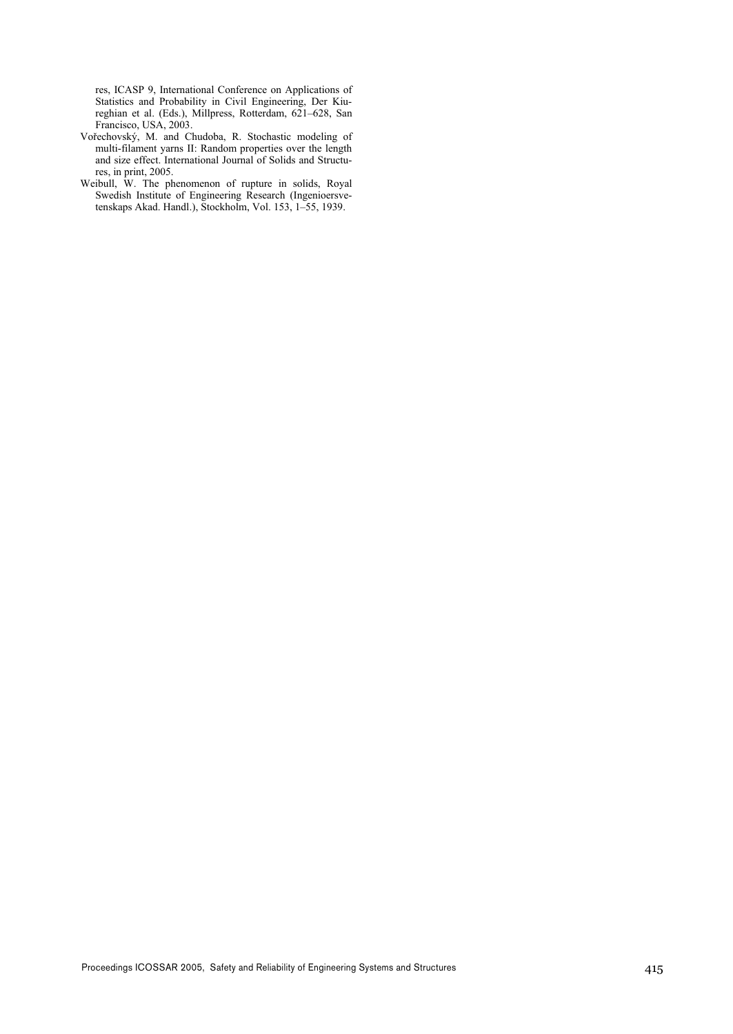res, ICASP 9, International Conference on Applications of Statistics and Probability in Civil Engineering, Der Kiureghian et al. (Eds.), Millpress, Rotterdam, 621–628, San Francisco, USA, 2003.

Vořechovský, M. and Chudoba, R. Stochastic modeling of multi-filament yarns II: Random properties over the length and size effect. International Journal of Solids and Structures, in print, 2005.

Weibull, W. The phenomenon of rupture in solids, Royal Swedish Institute of Engineering Research (Ingenioersvetenskaps Akad. Handl.), Stockholm, Vol. 153, 1–55, 1939.